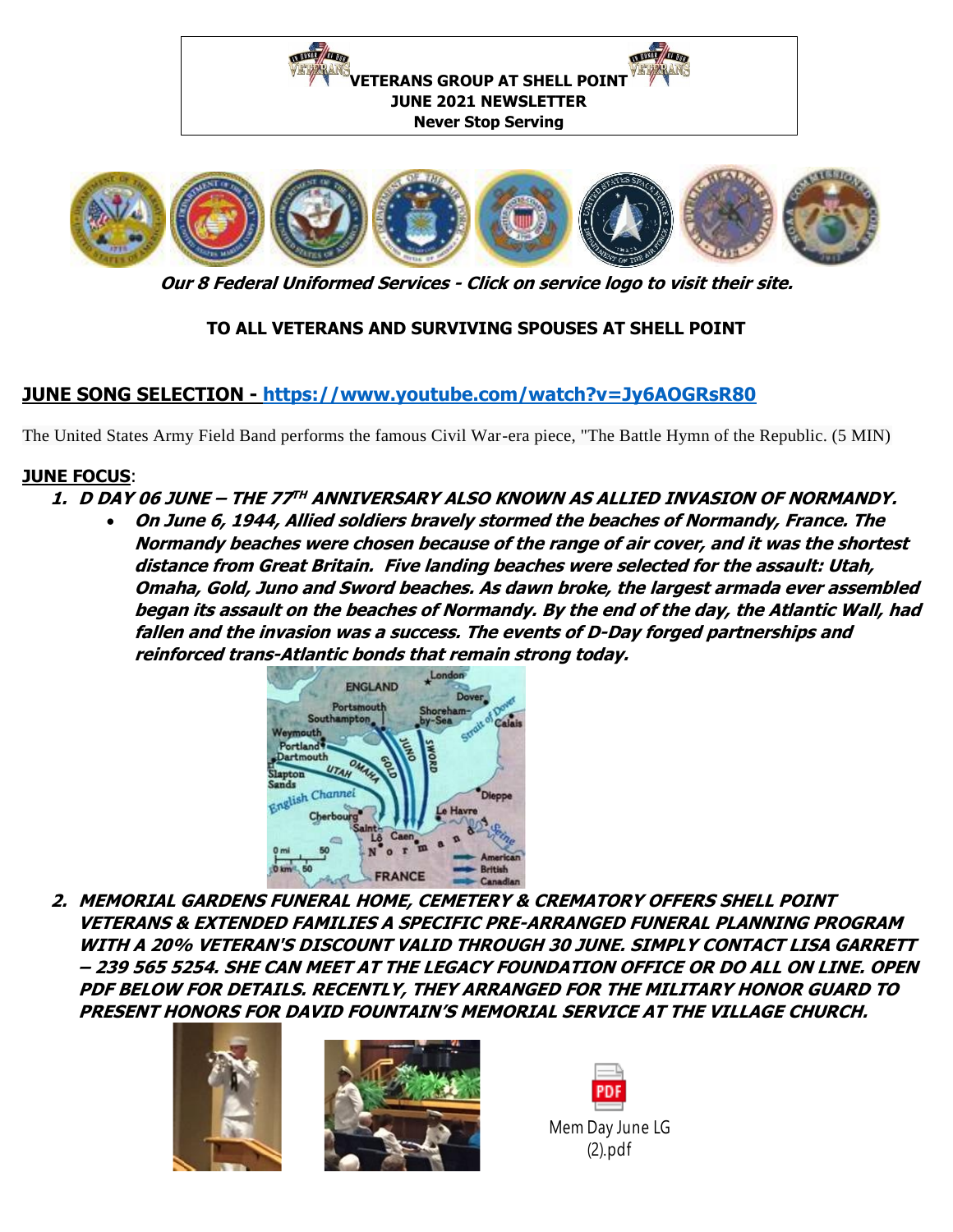**VETERANS GROUP AT SHELL POINT**
**JUNE 2021 NEWSLETTER**
**Never Stop Serving**

***Our 8 Federal Uniformed Services - Click on service logo to visit their site.***

**TO ALL VETERANS AND SURVIVING SPOUSES AT SHELL POINT**

**JUNE SONG SELECTION - https://www.youtube.com/watch?v=Jy6AOGRsR80**

The United States Army Field Band performs the famous Civil War-era piece, "The Battle Hymn of the Republic. (5 MIN)

**JUNE FOCUS**:

1. ***D DAY 06 JUNE – THE 77TH ANNIVERSARY ALSO KNOWN AS ALLIED INVASION OF NORMANDY.***
   - ***On June 6, 1944, Allied soldiers bravely stormed the beaches of Normandy, France. The Normandy beaches were chosen because of the range of air cover, and it was the shortest distance from Great Britain. Five landing beaches were selected for the assault: Utah, Omaha, Gold, Juno and Sword beaches. As dawn broke, the largest armada ever assembled began its assault on the beaches of Normandy. By the end of the day, the Atlantic Wall, had fallen and the invasion was a success. The events of D-Day forged partnerships and reinforced trans-Atlantic bonds that remain strong today.***

2. ***MEMORIAL GARDENS FUNERAL HOME, CEMETERY & CREMATORY OFFERS SHELL POINT VETERANS & EXTENDED FAMILIES A SPECIFIC PRE-ARRANGED FUNERAL PLANNING PROGRAM WITH A 20% VETERAN'S DISCOUNT VALID THROUGH 30 JUNE. SIMPLY CONTACT LISA GARRETT – 239 565 5254. SHE CAN MEET AT THE LEGACY FOUNDATION OFFICE OR DO ALL ON LINE. OPEN PDF BELOW FOR DETAILS. RECENTLY, THEY ARRANGED FOR THE MILITARY HONOR GUARD TO PRESENT HONORS FOR DAVID FOUNTAIN'S MEMORIAL SERVICE AT THE VILLAGE CHURCH.***

Mem Day June LG (2).pdf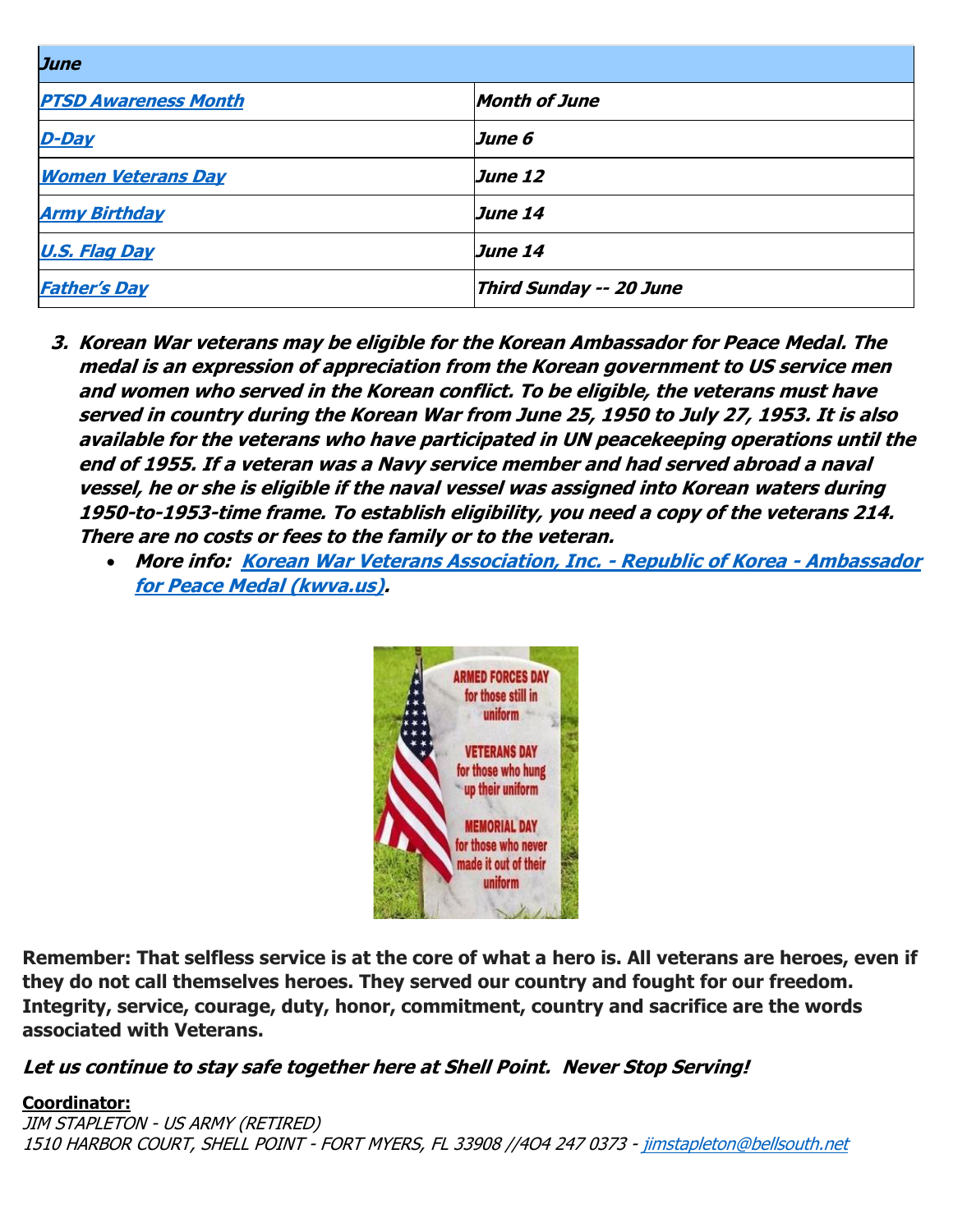| ***June*** | |
|---|---|
| ***PTSD Awareness Month*** | ***Month of June*** |
| ***D-Day*** | ***June 6*** |
| ***Women Veterans Day*** | ***June 12*** |
| ***Army Birthday*** | ***June 14*** |
| ***U.S. Flag Day*** | ***June 14*** |
| ***Father's Day*** | ***Third Sunday -- 20 June*** |

3. ***Korean War veterans may be eligible for the Korean Ambassador for Peace Medal. The medal is an expression of appreciation from the Korean government to US service men and women who served in the Korean conflict. To be eligible, the veterans must have served in country during the Korean War from June 25, 1950 to July 27, 1953. It is also available for the veterans who have participated in UN peacekeeping operations until the end of 1955. If a veteran was a Navy service member and had served abroad a naval vessel, he or she is eligible if the naval vessel was assigned into Korean waters during 1950-to-1953-time frame. To establish eligibility, you need a copy of the veterans 214. There are no costs or fees to the family or to the veteran.***
    - ***More info: Korean War Veterans Association, Inc. - Republic of Korea - Ambassador for Peace Medal (kwva.us).***

**Remember: That selfless service is at the core of what a hero is. All veterans are heroes, even if they do not call themselves heroes. They served our country and fought for our freedom. Integrity, service, courage, duty, honor, commitment, country and sacrifice are the words associated with Veterans.**

***Let us continue to stay safe together here at Shell Point. Never Stop Serving!***

**Coordinator:**
*JIM STAPLETON - US ARMY (RETIRED)*
*1510 HARBOR COURT, SHELL POINT - FORT MYERS, FL 33908 //404 247 0373 - jimstapleton@bellsouth.net*